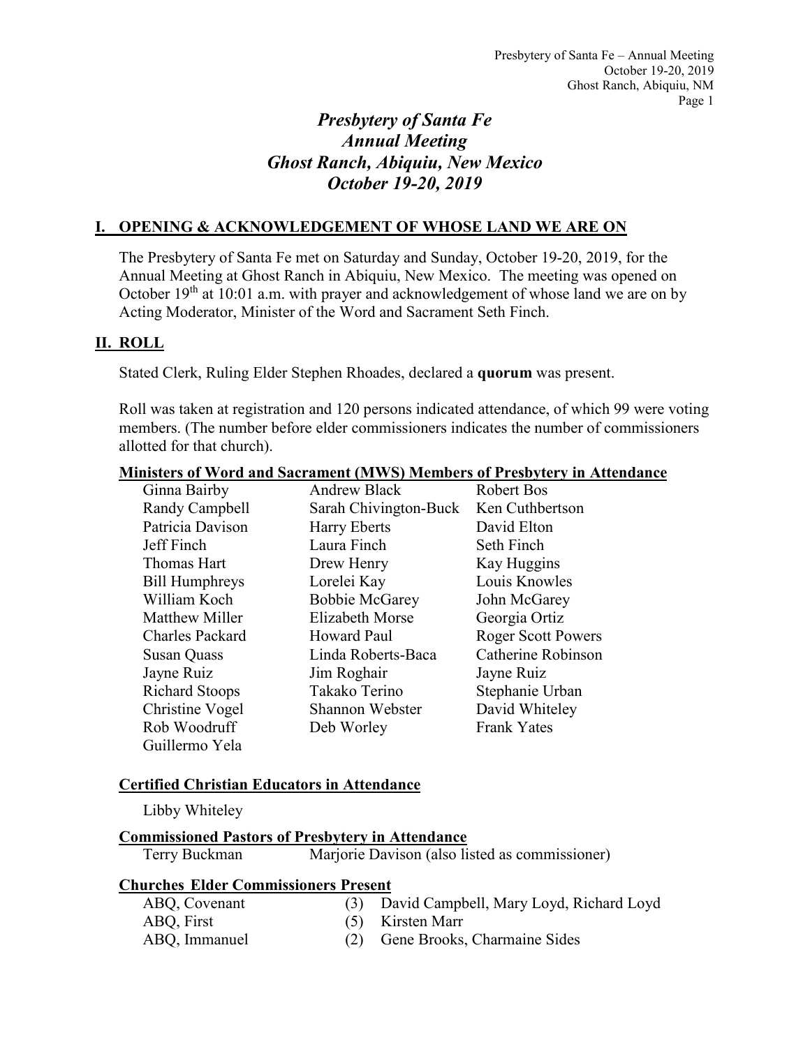# *Presbytery of Santa Fe*
# *Annual Meeting*
# *Ghost Ranch, Abiquiu, New Mexico*
# *October 19-20, 2019*

## I. OPENING & ACKNOWLEDGEMENT OF WHOSE LAND WE ARE ON

The Presbytery of Santa Fe met on Saturday and Sunday, October 19-20, 2019, for the Annual Meeting at Ghost Ranch in Abiquiu, New Mexico. The meeting was opened on October 19th at 10:01 a.m. with prayer and acknowledgement of whose land we are on by Acting Moderator, Minister of the Word and Sacrament Seth Finch.

## II. ROLL

Stated Clerk, Ruling Elder Stephen Rhoades, declared a **quorum** was present.

Roll was taken at registration and 120 persons indicated attendance, of which 99 were voting members. (The number before elder commissioners indicates the number of commissioners allotted for that church).

### Ministers of Word and Sacrament (MWS) Members of Presbytery in Attendance

| | | |
|---|---|---|
| Ginna Bairby | Andrew Black | Robert Bos |
| Randy Campbell | Sarah Chivington-Buck | Ken Cuthbertson |
| Patricia Davison | Harry Eberts | David Elton |
| Jeff Finch | Laura Finch | Seth Finch |
| Thomas Hart | Drew Henry | Kay Huggins |
| Bill Humphreys | Lorelei Kay | Louis Knowles |
| William Koch | Bobbie McGarey | John McGarey |
| Matthew Miller | Elizabeth Morse | Georgia Ortiz |
| Charles Packard | Howard Paul | Roger Scott Powers |
| Susan Quass | Linda Roberts-Baca | Catherine Robinson |
| Jayne Ruiz | Jim Roghair | Jayne Ruiz |
| Richard Stoops | Takako Terino | Stephanie Urban |
| Christine Vogel | Shannon Webster | David Whiteley |
| Rob Woodruff | Deb Worley | Frank Yates |
| Guillermo Yela | | |

### Certified Christian Educators in Attendance

Libby Whiteley

### Commissioned Pastors of Presbytery in Attendance

Terry Buckman
Marjorie Davison (also listed as commissioner)

### Churches Elder Commissioners Present

| Churches | | Elder Commissioners Present |
|---|---|---|
| ABQ, Covenant | (3) | David Campbell, Mary Loyd, Richard Loyd |
| ABQ, First | (5) | Kirsten Marr |
| ABQ, Immanuel | (2) | Gene Brooks, Charmaine Sides |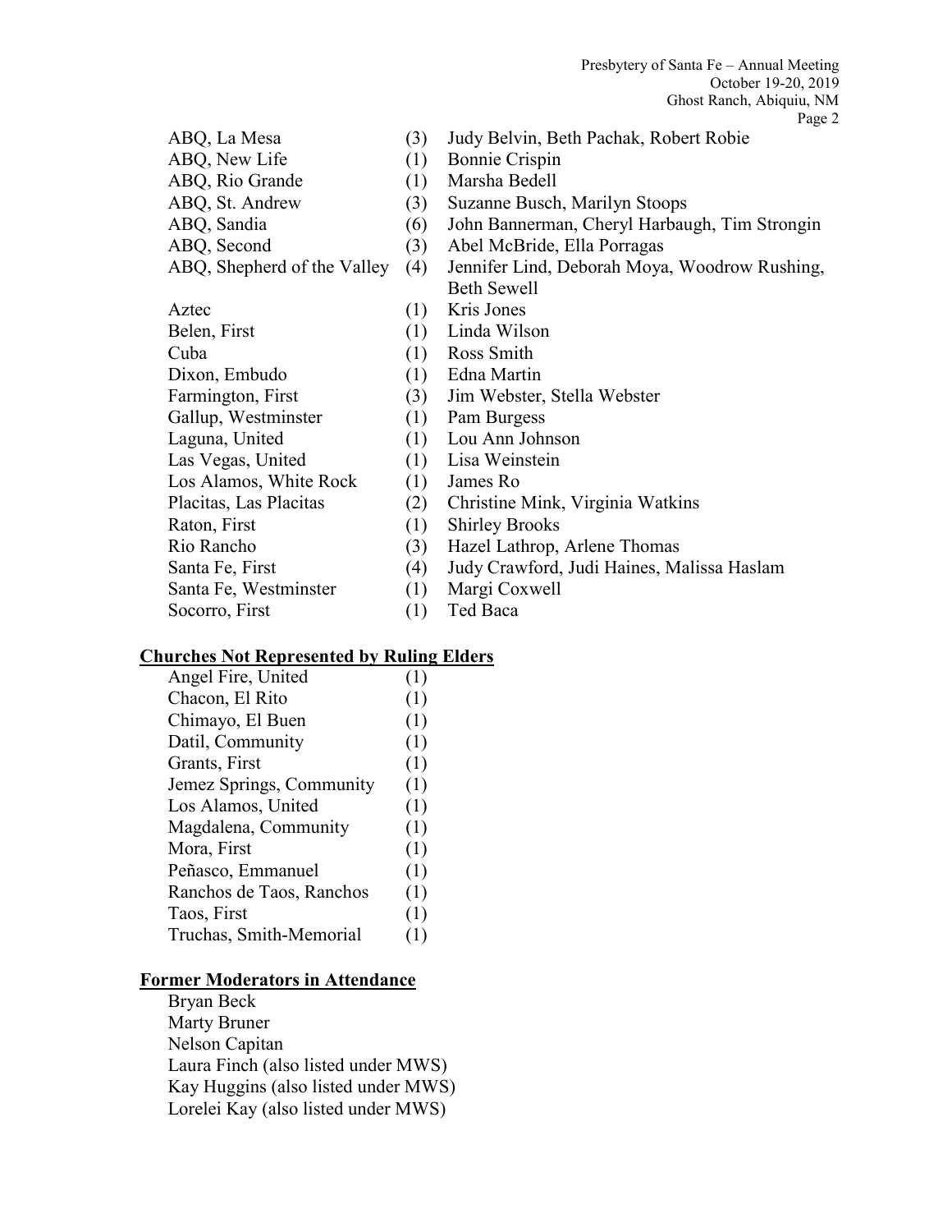| | | |
|---|---|---|
| ABQ, La Mesa | (3) | Judy Belvin, Beth Pachak, Robert Robie |
| ABQ, New Life | (1) | Bonnie Crispin |
| ABQ, Rio Grande | (1) | Marsha Bedell |
| ABQ, St. Andrew | (3) | Suzanne Busch, Marilyn Stoops |
| ABQ, Sandia | (6) | John Bannerman, Cheryl Harbaugh, Tim Strongin |
| ABQ, Second | (3) | Abel McBride, Ella Porragas |
| ABQ, Shepherd of the Valley | (4) | Jennifer Lind, Deborah Moya, Woodrow Rushing, Beth Sewell |
| Aztec | (1) | Kris Jones |
| Belen, First | (1) | Linda Wilson |
| Cuba | (1) | Ross Smith |
| Dixon, Embudo | (1) | Edna Martin |
| Farmington, First | (3) | Jim Webster, Stella Webster |
| Gallup, Westminster | (1) | Pam Burgess |
| Laguna, United | (1) | Lou Ann Johnson |
| Las Vegas, United | (1) | Lisa Weinstein |
| Los Alamos, White Rock | (1) | James Ro |
| Placitas, Las Placitas | (2) | Christine Mink, Virginia Watkins |
| Raton, First | (1) | Shirley Brooks |
| Rio Rancho | (3) | Hazel Lathrop, Arlene Thomas |
| Santa Fe, First | (4) | Judy Crawford, Judi Haines, Malissa Haslam |
| Santa Fe, Westminster | (1) | Margi Coxwell |
| Socorro, First | (1) | Ted Baca |

**Churches Not Represented by Ruling Elders**

| | |
|---|---|
| Angel Fire, United | (1) |
| Chacon, El Rito | (1) |
| Chimayo, El Buen | (1) |
| Datil, Community | (1) |
| Grants, First | (1) |
| Jemez Springs, Community | (1) |
| Los Alamos, United | (1) |
| Magdalena, Community | (1) |
| Mora, First | (1) |
| Peñasco, Emmanuel | (1) |
| Ranchos de Taos, Ranchos | (1) |
| Taos, First | (1) |
| Truchas, Smith-Memorial | (1) |

**Former Moderators in Attendance**

Bryan Beck
Marty Bruner
Nelson Capitan
Laura Finch (also listed under MWS)
Kay Huggins (also listed under MWS)
Lorelei Kay (also listed under MWS)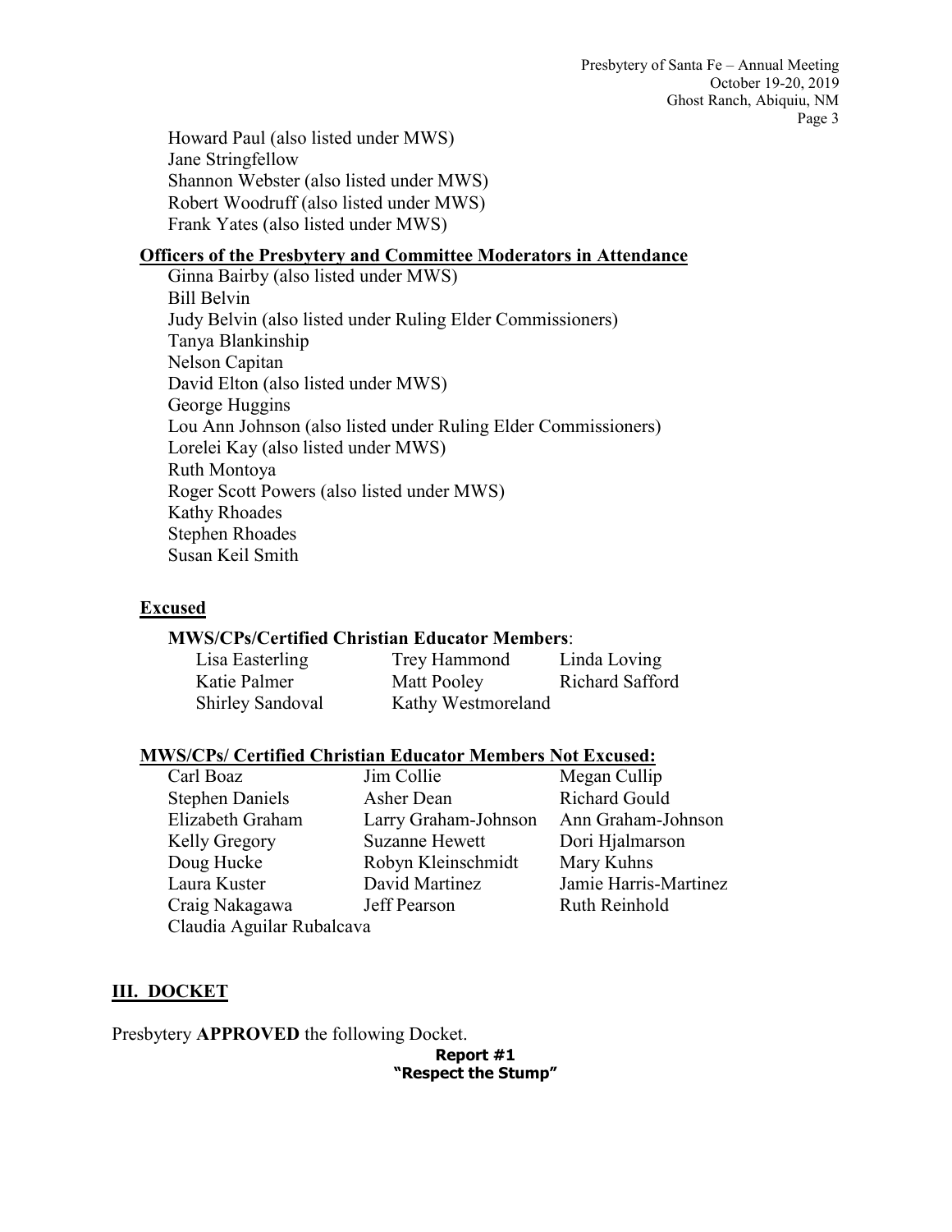Howard Paul (also listed under MWS)
Jane Stringfellow
Shannon Webster (also listed under MWS)
Robert Woodruff (also listed under MWS)
Frank Yates (also listed under MWS)

**Officers of the Presbytery and Committee Moderators in Attendance**

Ginna Bairby (also listed under MWS)
Bill Belvin
Judy Belvin (also listed under Ruling Elder Commissioners)
Tanya Blankinship
Nelson Capitan
David Elton (also listed under MWS)
George Huggins
Lou Ann Johnson (also listed under Ruling Elder Commissioners)
Lorelei Kay (also listed under MWS)
Ruth Montoya
Roger Scott Powers (also listed under MWS)
Kathy Rhoades
Stephen Rhoades
Susan Keil Smith

**Excused**

**MWS/CPs/Certified Christian Educator Members**:

| | | |
|---|---|---|
| Lisa Easterling | Trey Hammond | Linda Loving |
| Katie Palmer | Matt Pooley | Richard Safford |
| Shirley Sandoval | Kathy Westmoreland | |

**MWS/CPs/ Certified Christian Educator Members Not Excused:**

| | | |
|---|---|---|
| Carl Boaz | Jim Collie | Megan Cullip |
| Stephen Daniels | Asher Dean | Richard Gould |
| Elizabeth Graham | Larry Graham-Johnson | Ann Graham-Johnson |
| Kelly Gregory | Suzanne Hewett | Dori Hjalmarson |
| Doug Hucke | Robyn Kleinschmidt | Mary Kuhns |
| Laura Kuster | David Martinez | Jamie Harris-Martinez |
| Craig Nakagawa | Jeff Pearson | Ruth Reinhold |
| Claudia Aguilar Rubalcava | | |

## III. DOCKET

Presbytery **APPROVED** the following Docket.

**Report #1**
**"Respect the Stump"**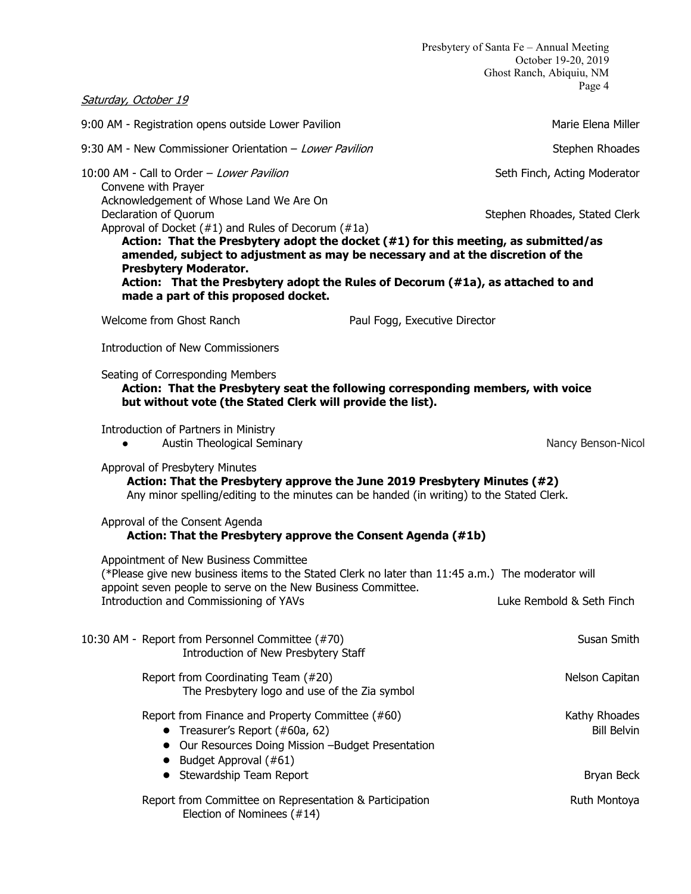*Saturday, October 19*

9:00 AM - Registration opens outside Lower Pavilion — Marie Elena Miller

9:30 AM - New Commissioner Orientation – *Lower Pavilion* — Stephen Rhoades

10:00 AM - Call to Order – *Lower Pavilion* — Seth Finch, Acting Moderator

Convene with Prayer

Acknowledgement of Whose Land We Are On

Declaration of Quorum — Stephen Rhoades, Stated Clerk

Approval of Docket (#1) and Rules of Decorum (#1a)

**Action: That the Presbytery adopt the docket (#1) for this meeting, as submitted/as amended, subject to adjustment as may be necessary and at the discretion of the Presbytery Moderator.**

**Action: That the Presbytery adopt the Rules of Decorum (#1a), as attached to and made a part of this proposed docket.**

Welcome from Ghost Ranch — Paul Fogg, Executive Director

Introduction of New Commissioners

Seating of Corresponding Members

**Action: That the Presbytery seat the following corresponding members, with voice but without vote (the Stated Clerk will provide the list).**

Introduction of Partners in Ministry

- Austin Theological Seminary — Nancy Benson-Nicol

Approval of Presbytery Minutes

**Action: That the Presbytery approve the June 2019 Presbytery Minutes (#2)**

Any minor spelling/editing to the minutes can be handed (in writing) to the Stated Clerk.

Approval of the Consent Agenda

**Action: That the Presbytery approve the Consent Agenda (#1b)**

Appointment of New Business Committee

(*Please give new business items to the Stated Clerk no later than 11:45 a.m.) The moderator will appoint seven people to serve on the New Business Committee.

Introduction and Commissioning of YAVs — Luke Rembold & Seth Finch

10:30 AM - Report from Personnel Committee (#70) — Susan Smith

Introduction of New Presbytery Staff

Report from Coordinating Team (#20) — Nelson Capitan

The Presbytery logo and use of the Zia symbol

Report from Finance and Property Committee (#60) — Kathy Rhoades

- Treasurer's Report (#60a, 62) — Bill Belvin
- Our Resources Doing Mission –Budget Presentation
- Budget Approval (#61)
- Stewardship Team Report — Bryan Beck

Report from Committee on Representation & Participation — Ruth Montoya

Election of Nominees (#14)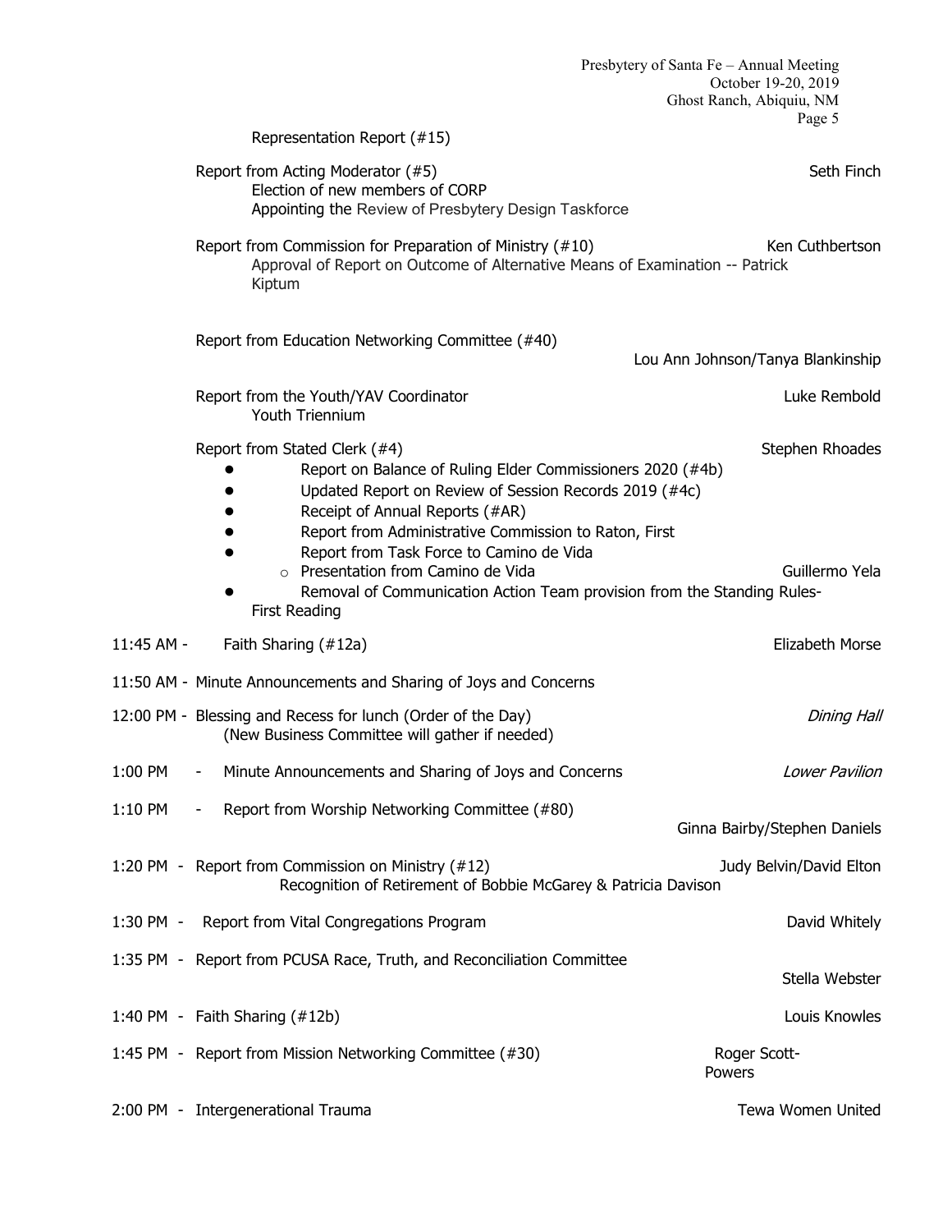Representation Report (#15)

Report from Acting Moderator (#5) — Seth Finch
- Election of new members of CORP
- Appointing the Review of Presbytery Design Taskforce

Report from Commission for Preparation of Ministry (#10) — Ken Cuthbertson
- Approval of Report on Outcome of Alternative Means of Examination -- Patrick Kiptum

Report from Education Networking Committee (#40) — Lou Ann Johnson/Tanya Blankinship

Report from the Youth/YAV Coordinator — Luke Rembold
- Youth Triennium

Report from Stated Clerk (#4) — Stephen Rhoades
- Report on Balance of Ruling Elder Commissioners 2020 (#4b)
- Updated Report on Review of Session Records 2019 (#4c)
- Receipt of Annual Reports (#AR)
- Report from Administrative Commission to Raton, First
- Report from Task Force to Camino de Vida
    - Presentation from Camino de Vida — Guillermo Yela
- Removal of Communication Action Team provision from the Standing Rules-First Reading

11:45 AM - Faith Sharing (#12a) — Elizabeth Morse

11:50 AM - Minute Announcements and Sharing of Joys and Concerns

12:00 PM - Blessing and Recess for lunch (Order of the Day) — *Dining Hall*
(New Business Committee will gather if needed)

1:00 PM - Minute Announcements and Sharing of Joys and Concerns — *Lower Pavilion*

1:10 PM - Report from Worship Networking Committee (#80) — Ginna Bairby/Stephen Daniels

1:20 PM - Report from Commission on Ministry (#12) — Judy Belvin/David Elton
Recognition of Retirement of Bobbie McGarey & Patricia Davison

1:30 PM - Report from Vital Congregations Program — David Whitely

1:35 PM - Report from PCUSA Race, Truth, and Reconciliation Committee — Stella Webster

1:40 PM - Faith Sharing (#12b) — Louis Knowles

1:45 PM - Report from Mission Networking Committee (#30) — Roger Scott-Powers

2:00 PM - Intergenerational Trauma — Tewa Women United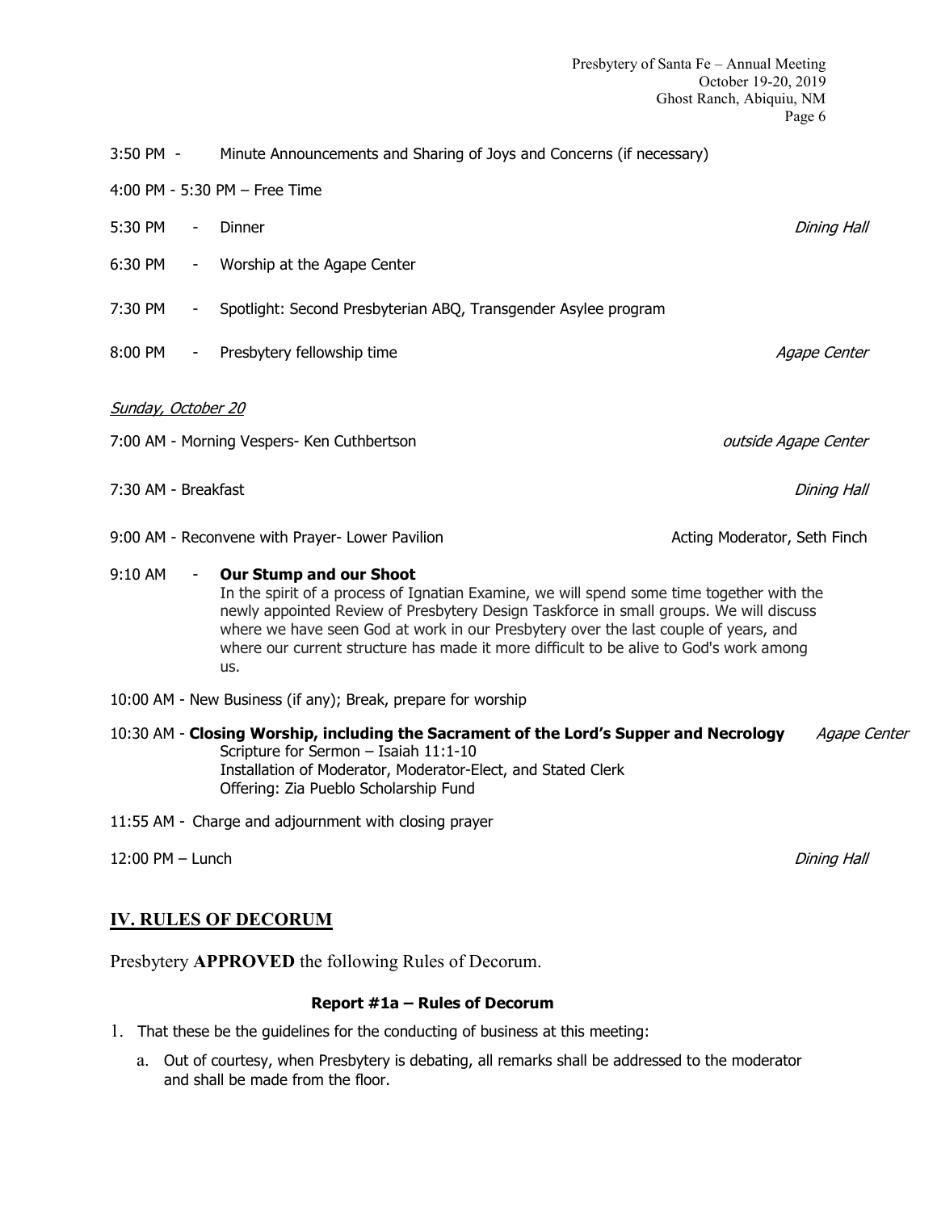3:50 PM - Minute Announcements and Sharing of Joys and Concerns (if necessary)

4:00 PM - 5:30 PM – Free Time

5:30 PM - Dinner *Dining Hall*

6:30 PM - Worship at the Agape Center

7:30 PM - Spotlight: Second Presbyterian ABQ, Transgender Asylee program

8:00 PM - Presbytery fellowship time *Agape Center*

*Sunday, October 20*

7:00 AM - Morning Vespers- Ken Cuthbertson *outside Agape Center*

7:30 AM - Breakfast *Dining Hall*

9:00 AM - Reconvene with Prayer- Lower Pavilion — Acting Moderator, Seth Finch

9:10 AM - **Our Stump and our Shoot**
In the spirit of a process of Ignatian Examine, we will spend some time together with the newly appointed Review of Presbytery Design Taskforce in small groups. We will discuss where we have seen God at work in our Presbytery over the last couple of years, and where our current structure has made it more difficult to be alive to God's work among us.

10:00 AM - New Business (if any); Break, prepare for worship

10:30 AM - **Closing Worship, including the Sacrament of the Lord's Supper and Necrology** *Agape Center*
Scripture for Sermon – Isaiah 11:1-10
Installation of Moderator, Moderator-Elect, and Stated Clerk
Offering: Zia Pueblo Scholarship Fund

11:55 AM - Charge and adjournment with closing prayer

12:00 PM – Lunch *Dining Hall*

## IV. RULES OF DECORUM

Presbytery **APPROVED** the following Rules of Decorum.

### Report #1a – Rules of Decorum

1. That these be the guidelines for the conducting of business at this meeting:
   a. Out of courtesy, when Presbytery is debating, all remarks shall be addressed to the moderator and shall be made from the floor.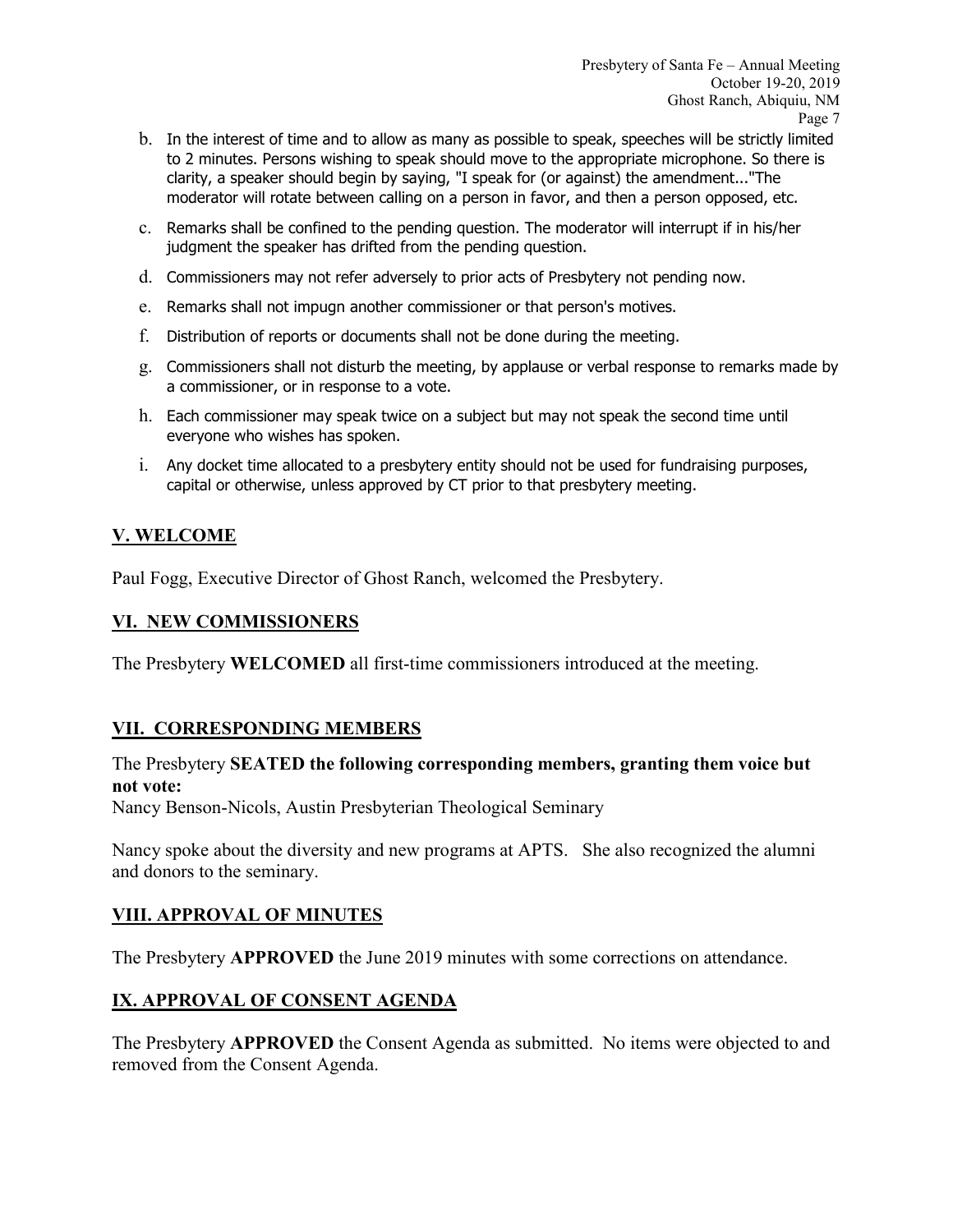b. In the interest of time and to allow as many as possible to speak, speeches will be strictly limited to 2 minutes. Persons wishing to speak should move to the appropriate microphone. So there is clarity, a speaker should begin by saying, "I speak for (or against) the amendment..."The moderator will rotate between calling on a person in favor, and then a person opposed, etc.

c. Remarks shall be confined to the pending question. The moderator will interrupt if in his/her judgment the speaker has drifted from the pending question.

d. Commissioners may not refer adversely to prior acts of Presbytery not pending now.

e. Remarks shall not impugn another commissioner or that person's motives.

f. Distribution of reports or documents shall not be done during the meeting.

g. Commissioners shall not disturb the meeting, by applause or verbal response to remarks made by a commissioner, or in response to a vote.

h. Each commissioner may speak twice on a subject but may not speak the second time until everyone who wishes has spoken.

i. Any docket time allocated to a presbytery entity should not be used for fundraising purposes, capital or otherwise, unless approved by CT prior to that presbytery meeting.

## V. WELCOME

Paul Fogg, Executive Director of Ghost Ranch, welcomed the Presbytery.

## VI. NEW COMMISSIONERS

The Presbytery **WELCOMED** all first-time commissioners introduced at the meeting.

## VII. CORRESPONDING MEMBERS

The Presbytery **SEATED the following corresponding members, granting them voice but not vote:**
Nancy Benson-Nicols, Austin Presbyterian Theological Seminary

Nancy spoke about the diversity and new programs at APTS. She also recognized the alumni and donors to the seminary.

## VIII. APPROVAL OF MINUTES

The Presbytery **APPROVED** the June 2019 minutes with some corrections on attendance.

## IX. APPROVAL OF CONSENT AGENDA

The Presbytery **APPROVED** the Consent Agenda as submitted. No items were objected to and removed from the Consent Agenda.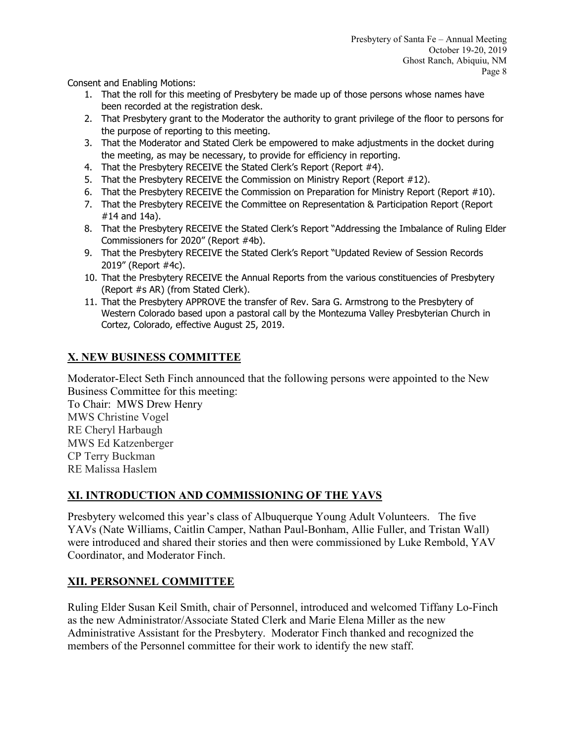Consent and Enabling Motions:

1. That the roll for this meeting of Presbytery be made up of those persons whose names have been recorded at the registration desk.
2. That Presbytery grant to the Moderator the authority to grant privilege of the floor to persons for the purpose of reporting to this meeting.
3. That the Moderator and Stated Clerk be empowered to make adjustments in the docket during the meeting, as may be necessary, to provide for efficiency in reporting.
4. That the Presbytery RECEIVE the Stated Clerk's Report (Report #4).
5. That the Presbytery RECEIVE the Commission on Ministry Report (Report #12).
6. That the Presbytery RECEIVE the Commission on Preparation for Ministry Report (Report #10).
7. That the Presbytery RECEIVE the Committee on Representation & Participation Report (Report #14 and 14a).
8. That the Presbytery RECEIVE the Stated Clerk's Report "Addressing the Imbalance of Ruling Elder Commissioners for 2020" (Report #4b).
9. That the Presbytery RECEIVE the Stated Clerk's Report "Updated Review of Session Records 2019" (Report #4c).
10. That the Presbytery RECEIVE the Annual Reports from the various constituencies of Presbytery (Report #s AR) (from Stated Clerk).
11. That the Presbytery APPROVE the transfer of Rev. Sara G. Armstrong to the Presbytery of Western Colorado based upon a pastoral call by the Montezuma Valley Presbyterian Church in Cortez, Colorado, effective August 25, 2019.

## X. NEW BUSINESS COMMITTEE

Moderator-Elect Seth Finch announced that the following persons were appointed to the New Business Committee for this meeting:
To Chair: MWS Drew Henry
MWS Christine Vogel
RE Cheryl Harbaugh
MWS Ed Katzenberger
CP Terry Buckman
RE Malissa Haslem

## XI. INTRODUCTION AND COMMISSIONING OF THE YAVS

Presbytery welcomed this year's class of Albuquerque Young Adult Volunteers. The five YAVs (Nate Williams, Caitlin Camper, Nathan Paul-Bonham, Allie Fuller, and Tristan Wall) were introduced and shared their stories and then were commissioned by Luke Rembold, YAV Coordinator, and Moderator Finch.

## XII. PERSONNEL COMMITTEE

Ruling Elder Susan Keil Smith, chair of Personnel, introduced and welcomed Tiffany Lo-Finch as the new Administrator/Associate Stated Clerk and Marie Elena Miller as the new Administrative Assistant for the Presbytery. Moderator Finch thanked and recognized the members of the Personnel committee for their work to identify the new staff.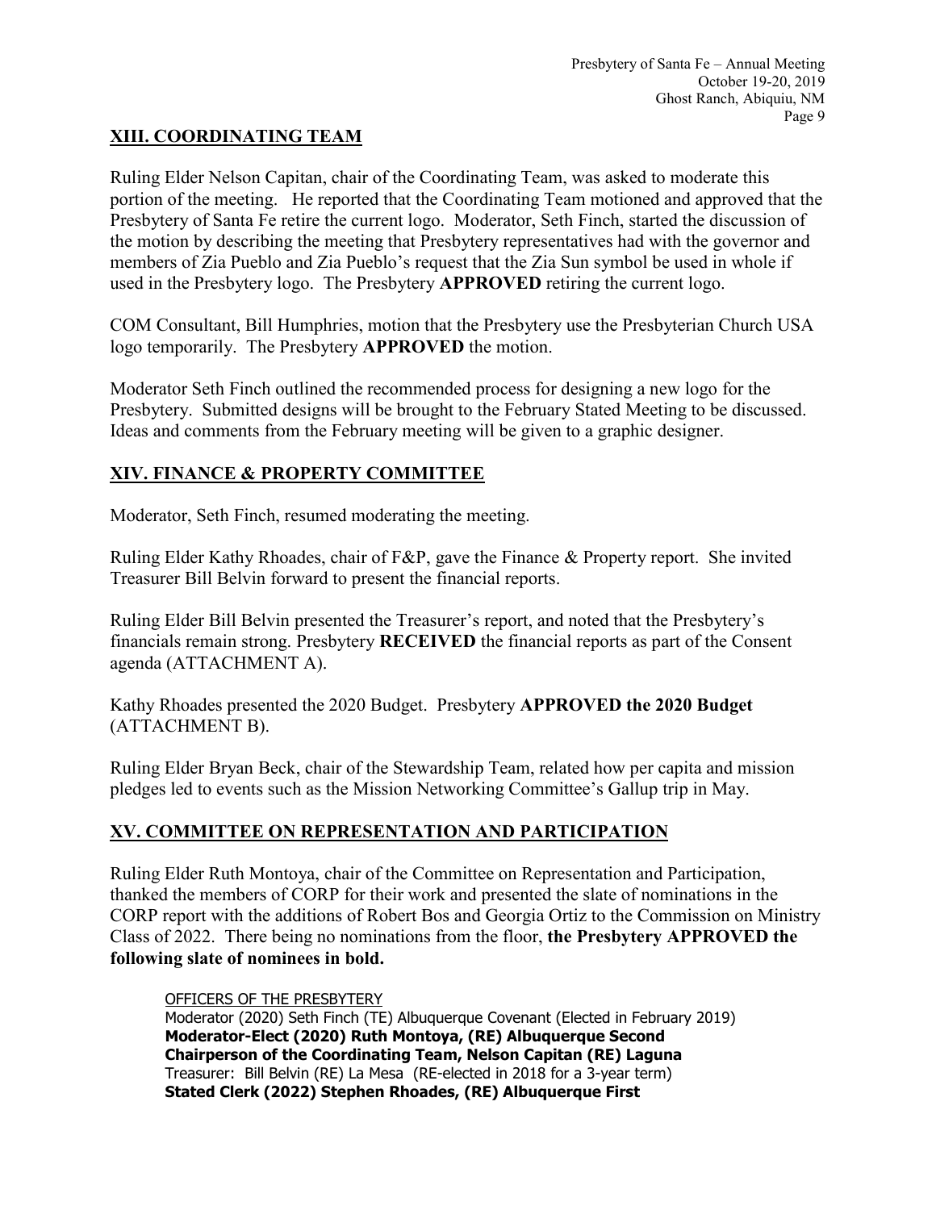## XIII. COORDINATING TEAM

Ruling Elder Nelson Capitan, chair of the Coordinating Team, was asked to moderate this portion of the meeting. He reported that the Coordinating Team motioned and approved that the Presbytery of Santa Fe retire the current logo. Moderator, Seth Finch, started the discussion of the motion by describing the meeting that Presbytery representatives had with the governor and members of Zia Pueblo and Zia Pueblo's request that the Zia Sun symbol be used in whole if used in the Presbytery logo. The Presbytery **APPROVED** retiring the current logo.

COM Consultant, Bill Humphries, motion that the Presbytery use the Presbyterian Church USA logo temporarily. The Presbytery **APPROVED** the motion.

Moderator Seth Finch outlined the recommended process for designing a new logo for the Presbytery. Submitted designs will be brought to the February Stated Meeting to be discussed. Ideas and comments from the February meeting will be given to a graphic designer.

## XIV. FINANCE & PROPERTY COMMITTEE

Moderator, Seth Finch, resumed moderating the meeting.

Ruling Elder Kathy Rhoades, chair of F&P, gave the Finance & Property report. She invited Treasurer Bill Belvin forward to present the financial reports.

Ruling Elder Bill Belvin presented the Treasurer's report, and noted that the Presbytery's financials remain strong. Presbytery **RECEIVED** the financial reports as part of the Consent agenda (ATTACHMENT A).

Kathy Rhoades presented the 2020 Budget. Presbytery **APPROVED the 2020 Budget** (ATTACHMENT B).

Ruling Elder Bryan Beck, chair of the Stewardship Team, related how per capita and mission pledges led to events such as the Mission Networking Committee's Gallup trip in May.

## XV. COMMITTEE ON REPRESENTATION AND PARTICIPATION

Ruling Elder Ruth Montoya, chair of the Committee on Representation and Participation, thanked the members of CORP for their work and presented the slate of nominations in the CORP report with the additions of Robert Bos and Georgia Ortiz to the Commission on Ministry Class of 2022. There being no nominations from the floor, **the Presbytery APPROVED the following slate of nominees in bold.**

OFFICERS OF THE PRESBYTERY
Moderator (2020) Seth Finch (TE) Albuquerque Covenant (Elected in February 2019)
**Moderator-Elect (2020) Ruth Montoya, (RE) Albuquerque Second**
**Chairperson of the Coordinating Team, Nelson Capitan (RE) Laguna**
Treasurer: Bill Belvin (RE) La Mesa (RE-elected in 2018 for a 3-year term)
**Stated Clerk (2022) Stephen Rhoades, (RE) Albuquerque First**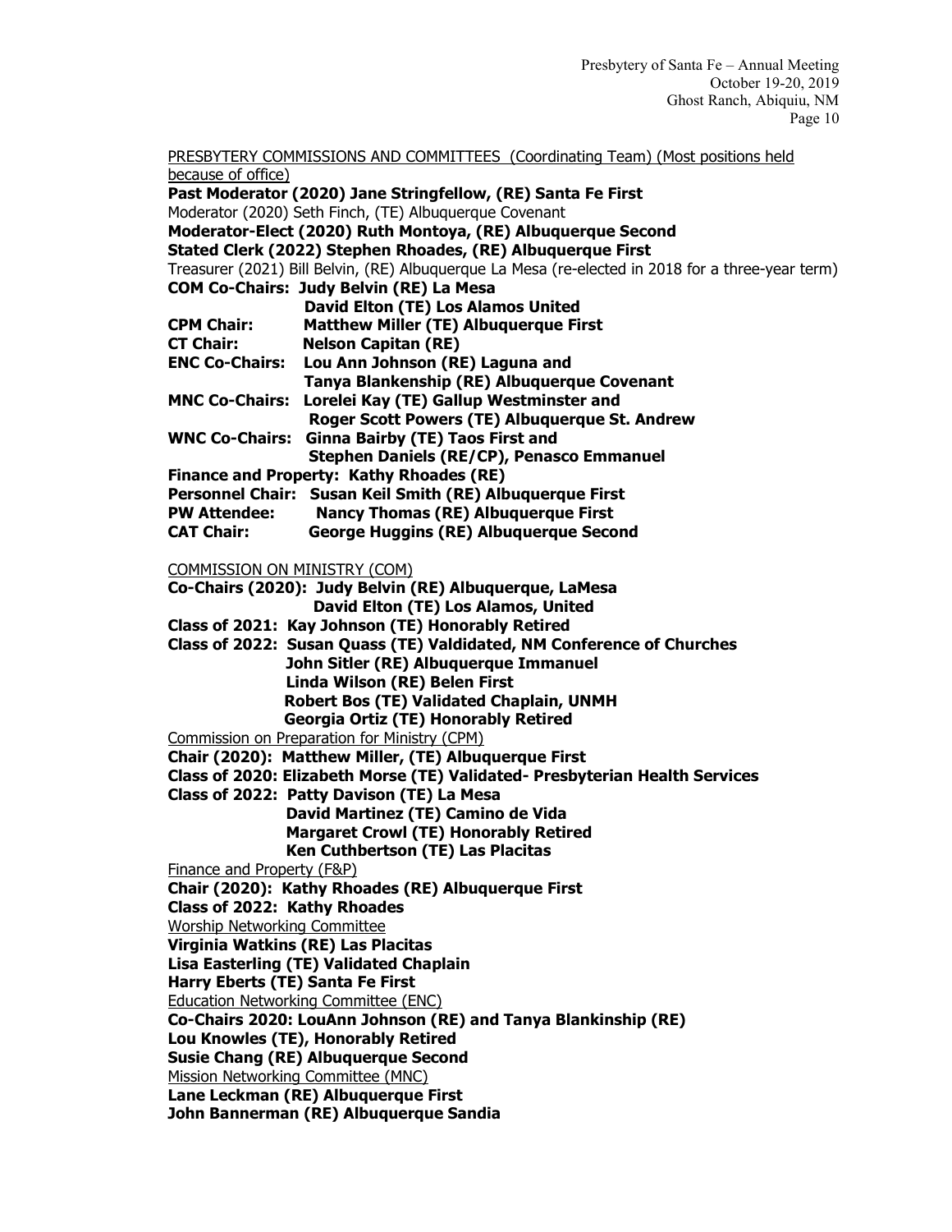<u>PRESBYTERY COMMISSIONS AND COMMITTEES (Coordinating Team) (Most positions held because of office)</u>

**Past Moderator (2020) Jane Stringfellow, (RE) Santa Fe First**
Moderator (2020) Seth Finch, (TE) Albuquerque Covenant
**Moderator-Elect (2020) Ruth Montoya, (RE) Albuquerque Second**
**Stated Clerk (2022) Stephen Rhoades, (RE) Albuquerque First**
Treasurer (2021) Bill Belvin, (RE) Albuquerque La Mesa (re-elected in 2018 for a three-year term)
**COM Co-Chairs: Judy Belvin (RE) La Mesa**
**David Elton (TE) Los Alamos United**
**CPM Chair: Matthew Miller (TE) Albuquerque First**
**CT Chair: Nelson Capitan (RE)**
**ENC Co-Chairs: Lou Ann Johnson (RE) Laguna and**
**Tanya Blankenship (RE) Albuquerque Covenant**
**MNC Co-Chairs: Lorelei Kay (TE) Gallup Westminster and**
**Roger Scott Powers (TE) Albuquerque St. Andrew**
**WNC Co-Chairs: Ginna Bairby (TE) Taos First and**
**Stephen Daniels (RE/CP), Penasco Emmanuel**
**Finance and Property: Kathy Rhoades (RE)**
**Personnel Chair: Susan Keil Smith (RE) Albuquerque First**
**PW Attendee: Nancy Thomas (RE) Albuquerque First**
**CAT Chair: George Huggins (RE) Albuquerque Second**

<u>COMMISSION ON MINISTRY (COM)</u>

**Co-Chairs (2020): Judy Belvin (RE) Albuquerque, LaMesa**
**David Elton (TE) Los Alamos, United**
**Class of 2021: Kay Johnson (TE) Honorably Retired**
**Class of 2022: Susan Quass (TE) Valdidated, NM Conference of Churches**
**John Sitler (RE) Albuquerque Immanuel**
**Linda Wilson (RE) Belen First**
**Robert Bos (TE) Validated Chaplain, UNMH**
**Georgia Ortiz (TE) Honorably Retired**

<u>Commission on Preparation for Ministry (CPM)</u>

**Chair (2020): Matthew Miller, (TE) Albuquerque First**
**Class of 2020: Elizabeth Morse (TE) Validated- Presbyterian Health Services**
**Class of 2022: Patty Davison (TE) La Mesa**
**David Martinez (TE) Camino de Vida**
**Margaret Crowl (TE) Honorably Retired**
**Ken Cuthbertson (TE) Las Placitas**

<u>Finance and Property (F&P)</u>

**Chair (2020): Kathy Rhoades (RE) Albuquerque First**
**Class of 2022: Kathy Rhoades**

<u>Worship Networking Committee</u>

**Virginia Watkins (RE) Las Placitas**
**Lisa Easterling (TE) Validated Chaplain**
**Harry Eberts (TE) Santa Fe First**

<u>Education Networking Committee (ENC)</u>

**Co-Chairs 2020: LouAnn Johnson (RE) and Tanya Blankinship (RE)**
**Lou Knowles (TE), Honorably Retired**
**Susie Chang (RE) Albuquerque Second**

<u>Mission Networking Committee (MNC)</u>

**Lane Leckman (RE) Albuquerque First**
**John Bannerman (RE) Albuquerque Sandia**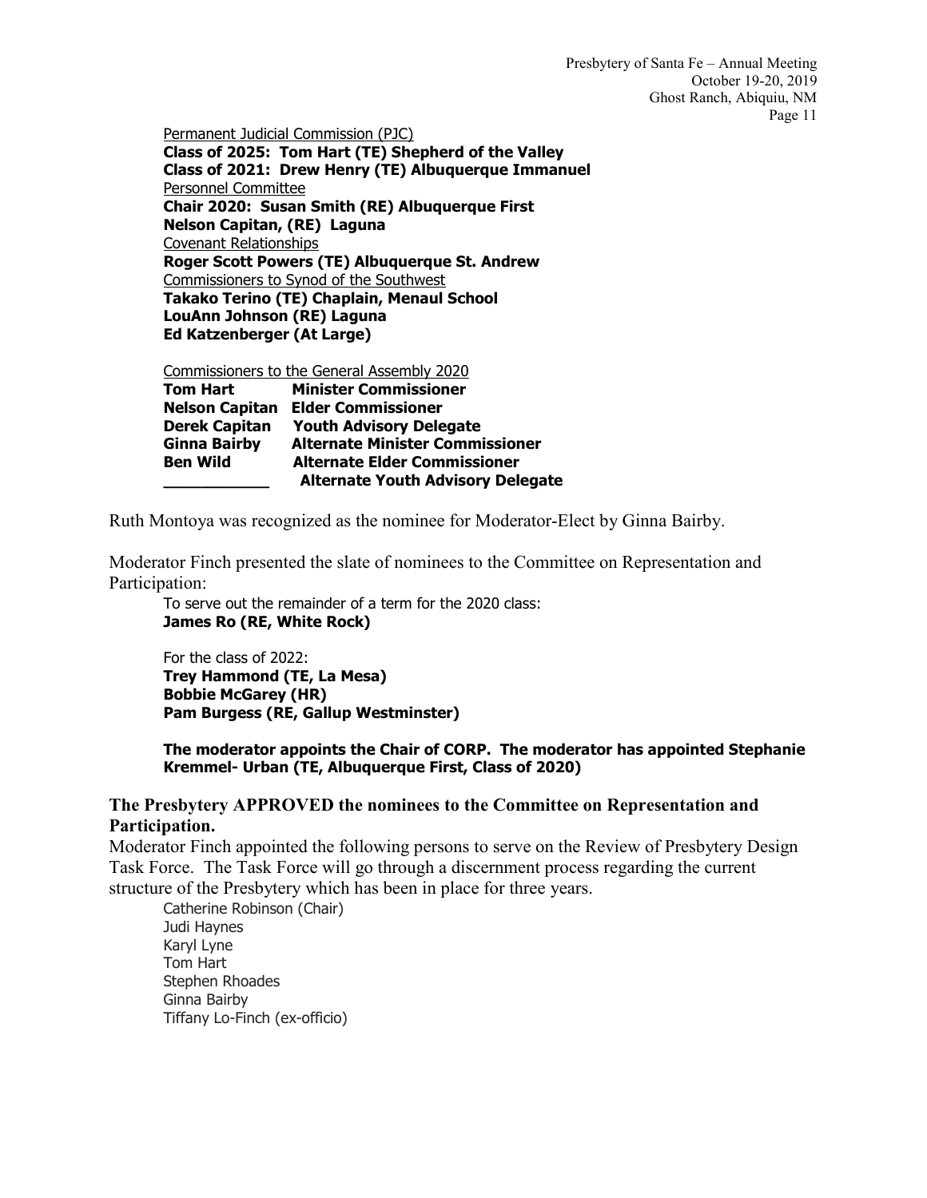Permanent Judicial Commission (PJC)
**Class of 2025: Tom Hart (TE) Shepherd of the Valley**
**Class of 2021: Drew Henry (TE) Albuquerque Immanuel**
Personnel Committee
**Chair 2020: Susan Smith (RE) Albuquerque First**
**Nelson Capitan, (RE) Laguna**
Covenant Relationships
**Roger Scott Powers (TE) Albuquerque St. Andrew**
Commissioners to Synod of the Southwest
**Takako Terino (TE) Chaplain, Menaul School**
**LouAnn Johnson (RE) Laguna**
**Ed Katzenberger (At Large)**

Commissioners to the General Assembly 2020

| | |
|---|---|
| **Tom Hart** | **Minister Commissioner** |
| **Nelson Capitan** | **Elder Commissioner** |
| **Derek Capitan** | **Youth Advisory Delegate** |
| **Ginna Bairby** | **Alternate Minister Commissioner** |
| **Ben Wild** | **Alternate Elder Commissioner** |
| **___________** | **Alternate Youth Advisory Delegate** |

Ruth Montoya was recognized as the nominee for Moderator-Elect by Ginna Bairby.

Moderator Finch presented the slate of nominees to the Committee on Representation and Participation:

To serve out the remainder of a term for the 2020 class:
**James Ro (RE, White Rock)**

For the class of 2022:
**Trey Hammond (TE, La Mesa)**
**Bobbie McGarey (HR)**
**Pam Burgess (RE, Gallup Westminster)**

**The moderator appoints the Chair of CORP. The moderator has appointed Stephanie Kremmel- Urban (TE, Albuquerque First, Class of 2020)**

**The Presbytery APPROVED the nominees to the Committee on Representation and Participation.**

Moderator Finch appointed the following persons to serve on the Review of Presbytery Design Task Force. The Task Force will go through a discernment process regarding the current structure of the Presbytery which has been in place for three years.

Catherine Robinson (Chair)
Judi Haynes
Karyl Lyne
Tom Hart
Stephen Rhoades
Ginna Bairby
Tiffany Lo-Finch (ex-officio)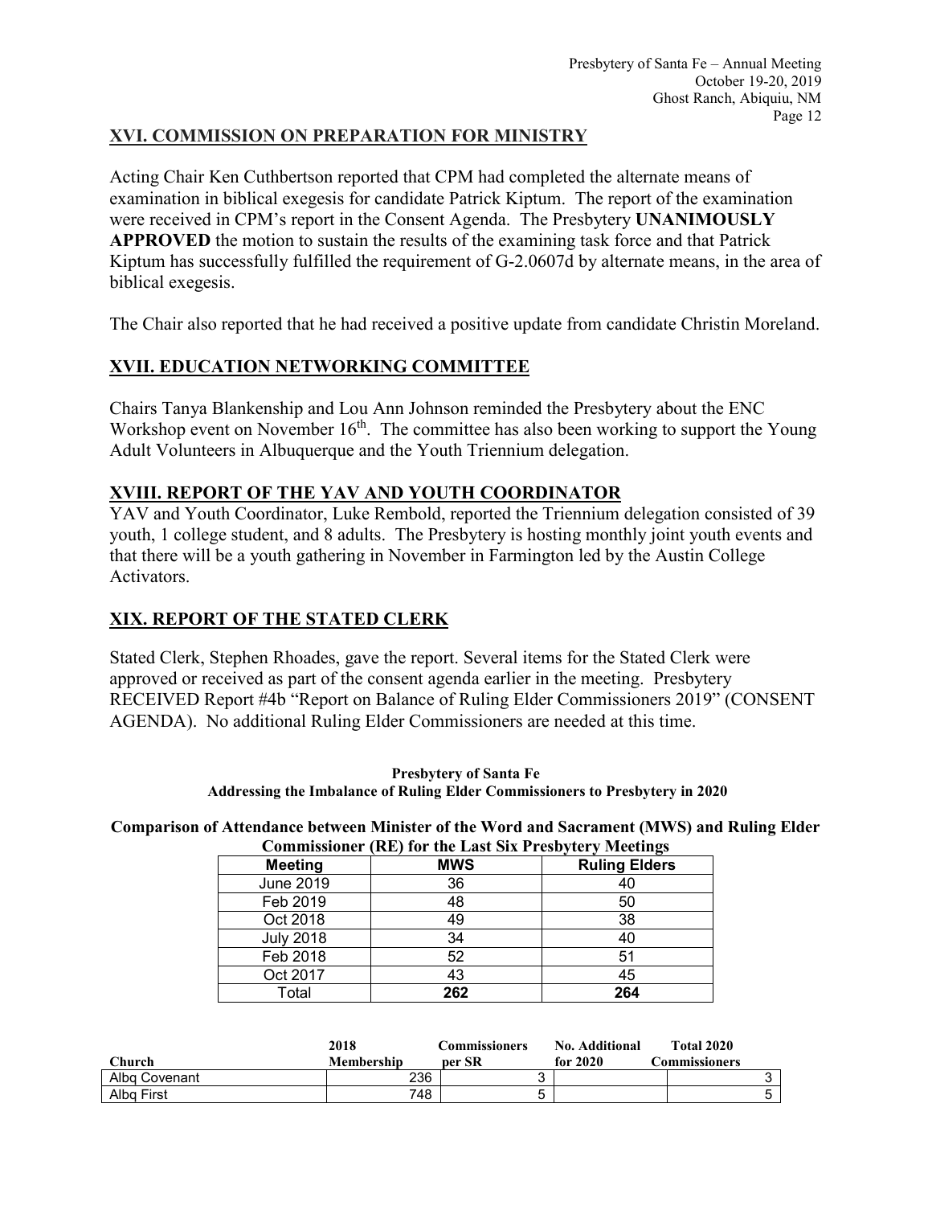## XVI. COMMISSION ON PREPARATION FOR MINISTRY

Acting Chair Ken Cuthbertson reported that CPM had completed the alternate means of examination in biblical exegesis for candidate Patrick Kiptum. The report of the examination were received in CPM's report in the Consent Agenda. The Presbytery **UNANIMOUSLY APPROVED** the motion to sustain the results of the examining task force and that Patrick Kiptum has successfully fulfilled the requirement of G-2.0607d by alternate means, in the area of biblical exegesis.

The Chair also reported that he had received a positive update from candidate Christin Moreland.

## XVII. EDUCATION NETWORKING COMMITTEE

Chairs Tanya Blankenship and Lou Ann Johnson reminded the Presbytery about the ENC Workshop event on November 16th. The committee has also been working to support the Young Adult Volunteers in Albuquerque and the Youth Triennium delegation.

## XVIII. REPORT OF THE YAV AND YOUTH COORDINATOR

YAV and Youth Coordinator, Luke Rembold, reported the Triennium delegation consisted of 39 youth, 1 college student, and 8 adults. The Presbytery is hosting monthly joint youth events and that there will be a youth gathering in November in Farmington led by the Austin College Activators.

## XIX. REPORT OF THE STATED CLERK

Stated Clerk, Stephen Rhoades, gave the report. Several items for the Stated Clerk were approved or received as part of the consent agenda earlier in the meeting. Presbytery RECEIVED Report #4b "Report on Balance of Ruling Elder Commissioners 2019" (CONSENT AGENDA). No additional Ruling Elder Commissioners are needed at this time.

**Presbytery of Santa Fe**
**Addressing the Imbalance of Ruling Elder Commissioners to Presbytery in 2020**

**Comparison of Attendance between Minister of the Word and Sacrament (MWS) and Ruling Elder Commissioner (RE) for the Last Six Presbytery Meetings**

| Meeting | MWS | Ruling Elders |
|---|---|---|
| June 2019 | 36 | 40 |
| Feb 2019 | 48 | 50 |
| Oct 2018 | 49 | 38 |
| July 2018 | 34 | 40 |
| Feb 2018 | 52 | 51 |
| Oct 2017 | 43 | 45 |
| Total | **262** | **264** |

| Church | 2018 Membership | Commissioners per SR | No. Additional for 2020 | Total 2020 Commissioners |
|---|---|---|---|---|
| Albq Covenant | 236 | 3 | | 3 |
| Albq First | 748 | 5 | | 5 |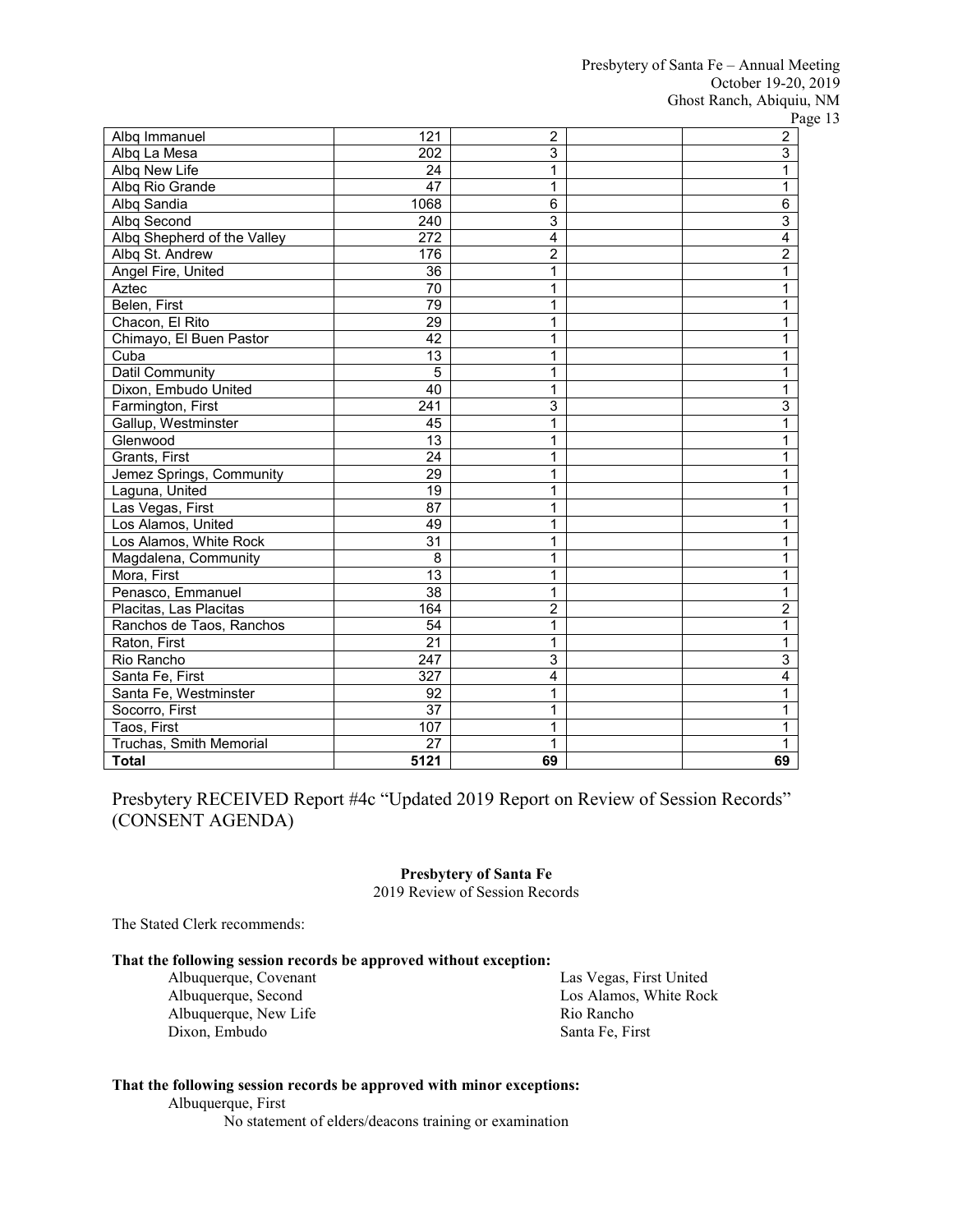| | | | | |
|---|---|---|---|---|
| Albq Immanuel | 121 | 2 | | 2 |
| Albq La Mesa | 202 | 3 | | 3 |
| Albq New Life | 24 | 1 | | 1 |
| Albq Rio Grande | 47 | 1 | | 1 |
| Albq Sandia | 1068 | 6 | | 6 |
| Albq Second | 240 | 3 | | 3 |
| Albq Shepherd of the Valley | 272 | 4 | | 4 |
| Albq St. Andrew | 176 | 2 | | 2 |
| Angel Fire, United | 36 | 1 | | 1 |
| Aztec | 70 | 1 | | 1 |
| Belen, First | 79 | 1 | | 1 |
| Chacon, El Rito | 29 | 1 | | 1 |
| Chimayo, El Buen Pastor | 42 | 1 | | 1 |
| Cuba | 13 | 1 | | 1 |
| Datil Community | 5 | 1 | | 1 |
| Dixon, Embudo United | 40 | 1 | | 1 |
| Farmington, First | 241 | 3 | | 3 |
| Gallup, Westminster | 45 | 1 | | 1 |
| Glenwood | 13 | 1 | | 1 |
| Grants, First | 24 | 1 | | 1 |
| Jemez Springs, Community | 29 | 1 | | 1 |
| Laguna, United | 19 | 1 | | 1 |
| Las Vegas, First | 87 | 1 | | 1 |
| Los Alamos, United | 49 | 1 | | 1 |
| Los Alamos, White Rock | 31 | 1 | | 1 |
| Magdalena, Community | 8 | 1 | | 1 |
| Mora, First | 13 | 1 | | 1 |
| Penasco, Emmanuel | 38 | 1 | | 1 |
| Placitas, Las Placitas | 164 | 2 | | 2 |
| Ranchos de Taos, Ranchos | 54 | 1 | | 1 |
| Raton, First | 21 | 1 | | 1 |
| Rio Rancho | 247 | 3 | | 3 |
| Santa Fe, First | 327 | 4 | | 4 |
| Santa Fe, Westminster | 92 | 1 | | 1 |
| Socorro, First | 37 | 1 | | 1 |
| Taos, First | 107 | 1 | | 1 |
| Truchas, Smith Memorial | 27 | 1 | | 1 |
| **Total** | **5121** | **69** | | **69** |

## Presbytery RECEIVED Report #4c "Updated 2019 Report on Review of Session Records" (CONSENT AGENDA)

**Presbytery of Santa Fe**
2019 Review of Session Records

The Stated Clerk recommends:

**That the following session records be approved without exception:**

- Albuquerque, Covenant
- Albuquerque, Second
- Albuquerque, New Life
- Dixon, Embudo
- Las Vegas, First United
- Los Alamos, White Rock
- Rio Rancho
- Santa Fe, First

**That the following session records be approved with minor exceptions:**

Albuquerque, First
 No statement of elders/deacons training or examination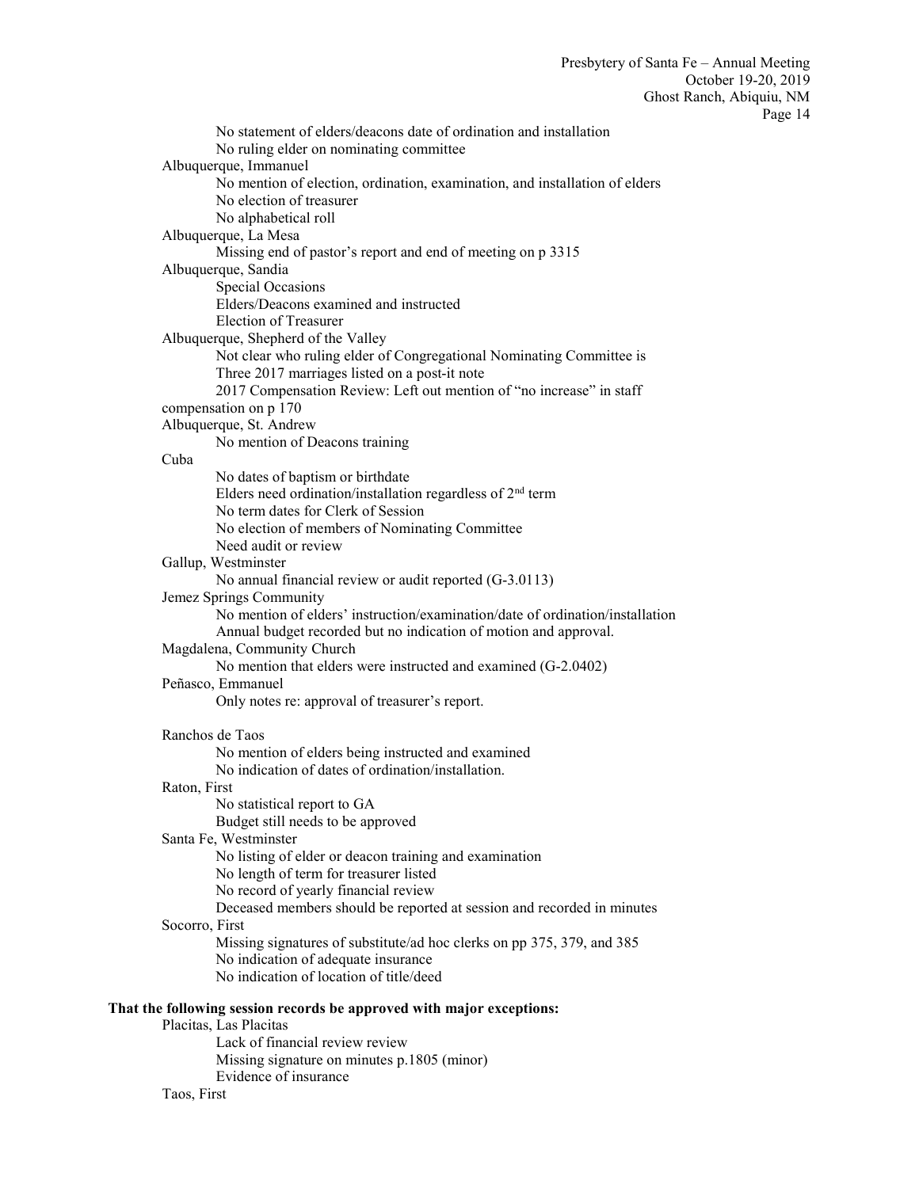No statement of elders/deacons date of ordination and installation
No ruling elder on nominating committee

Albuquerque, Immanuel

- No mention of election, ordination, examination, and installation of elders
- No election of treasurer
- No alphabetical roll

Albuquerque, La Mesa

- Missing end of pastor's report and end of meeting on p 3315

Albuquerque, Sandia

- Special Occasions
- Elders/Deacons examined and instructed
- Election of Treasurer

Albuquerque, Shepherd of the Valley

- Not clear who ruling elder of Congregational Nominating Committee is
- Three 2017 marriages listed on a post-it note
- 2017 Compensation Review: Left out mention of "no increase" in staff compensation on p 170

Albuquerque, St. Andrew

- No mention of Deacons training

Cuba

- No dates of baptism or birthdate
- Elders need ordination/installation regardless of 2nd term
- No term dates for Clerk of Session
- No election of members of Nominating Committee
- Need audit or review

Gallup, Westminster

- No annual financial review or audit reported (G-3.0113)

Jemez Springs Community

- No mention of elders' instruction/examination/date of ordination/installation
- Annual budget recorded but no indication of motion and approval.

Magdalena, Community Church

- No mention that elders were instructed and examined (G-2.0402)

Peñasco, Emmanuel

- Only notes re: approval of treasurer's report.

Ranchos de Taos

- No mention of elders being instructed and examined
- No indication of dates of ordination/installation.

Raton, First

- No statistical report to GA
- Budget still needs to be approved

Santa Fe, Westminster

- No listing of elder or deacon training and examination
- No length of term for treasurer listed
- No record of yearly financial review
- Deceased members should be reported at session and recorded in minutes

Socorro, First

- Missing signatures of substitute/ad hoc clerks on pp 375, 379, and 385
- No indication of adequate insurance
- No indication of location of title/deed

**That the following session records be approved with major exceptions:**

Placitas, Las Placitas

- Lack of financial review review
- Missing signature on minutes p.1805 (minor)
- Evidence of insurance

Taos, First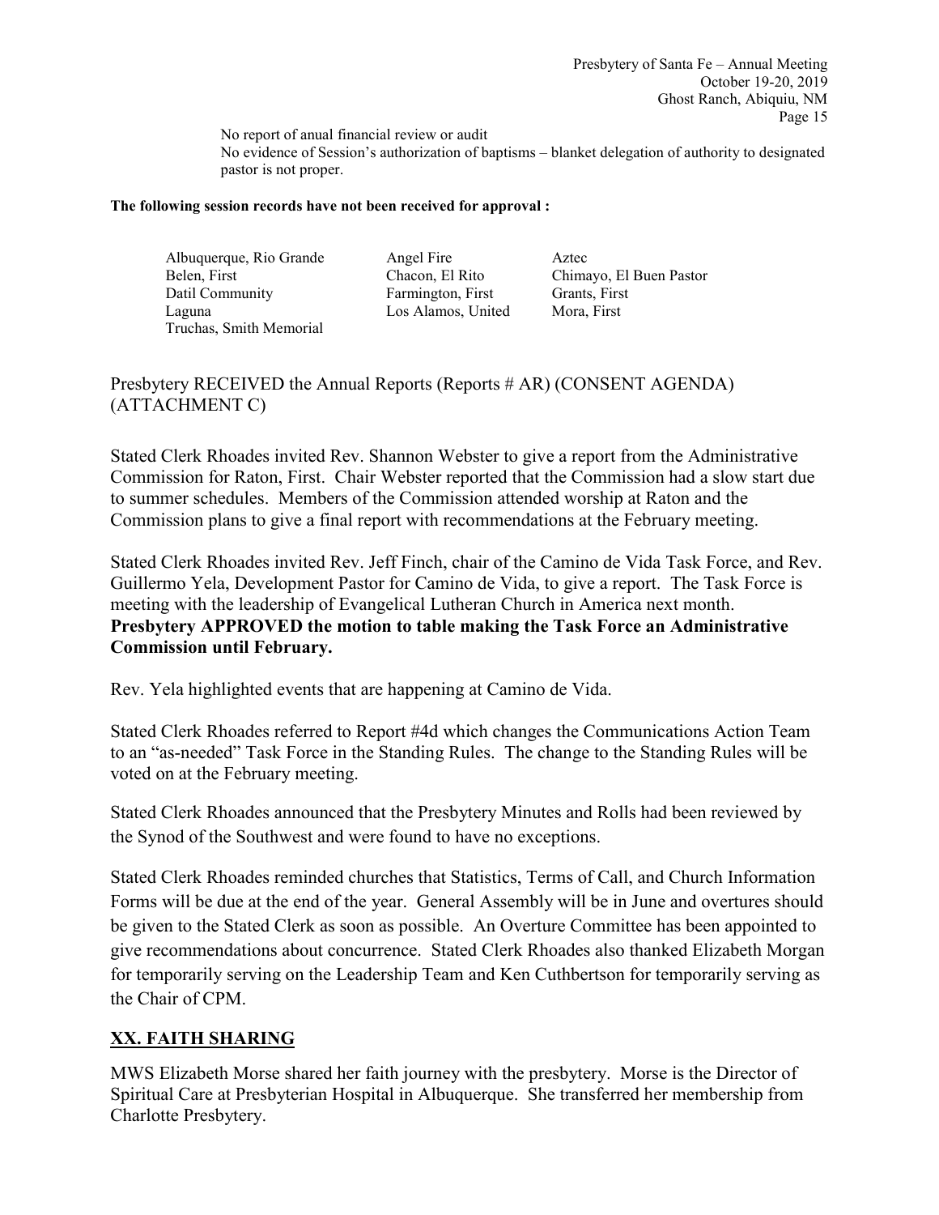No report of anual financial review or audit
No evidence of Session's authorization of baptisms – blanket delegation of authority to designated pastor is not proper.

**The following session records have not been received for approval :**

| | | |
|---|---|---|
| Albuquerque, Rio Grande | Angel Fire | Aztec |
| Belen, First | Chacon, El Rito | Chimayo, El Buen Pastor |
| Datil Community | Farmington, First | Grants, First |
| Laguna | Los Alamos, United | Mora, First |
| Truchas, Smith Memorial | | |

Presbytery RECEIVED the Annual Reports (Reports # AR) (CONSENT AGENDA) (ATTACHMENT C)

Stated Clerk Rhoades invited Rev. Shannon Webster to give a report from the Administrative Commission for Raton, First. Chair Webster reported that the Commission had a slow start due to summer schedules. Members of the Commission attended worship at Raton and the Commission plans to give a final report with recommendations at the February meeting.

Stated Clerk Rhoades invited Rev. Jeff Finch, chair of the Camino de Vida Task Force, and Rev. Guillermo Yela, Development Pastor for Camino de Vida, to give a report. The Task Force is meeting with the leadership of Evangelical Lutheran Church in America next month.
**Presbytery APPROVED the motion to table making the Task Force an Administrative Commission until February.**

Rev. Yela highlighted events that are happening at Camino de Vida.

Stated Clerk Rhoades referred to Report #4d which changes the Communications Action Team to an "as-needed" Task Force in the Standing Rules. The change to the Standing Rules will be voted on at the February meeting.

Stated Clerk Rhoades announced that the Presbytery Minutes and Rolls had been reviewed by the Synod of the Southwest and were found to have no exceptions.

Stated Clerk Rhoades reminded churches that Statistics, Terms of Call, and Church Information Forms will be due at the end of the year. General Assembly will be in June and overtures should be given to the Stated Clerk as soon as possible. An Overture Committee has been appointed to give recommendations about concurrence. Stated Clerk Rhoades also thanked Elizabeth Morgan for temporarily serving on the Leadership Team and Ken Cuthbertson for temporarily serving as the Chair of CPM.

## XX. FAITH SHARING

MWS Elizabeth Morse shared her faith journey with the presbytery. Morse is the Director of Spiritual Care at Presbyterian Hospital in Albuquerque. She transferred her membership from Charlotte Presbytery.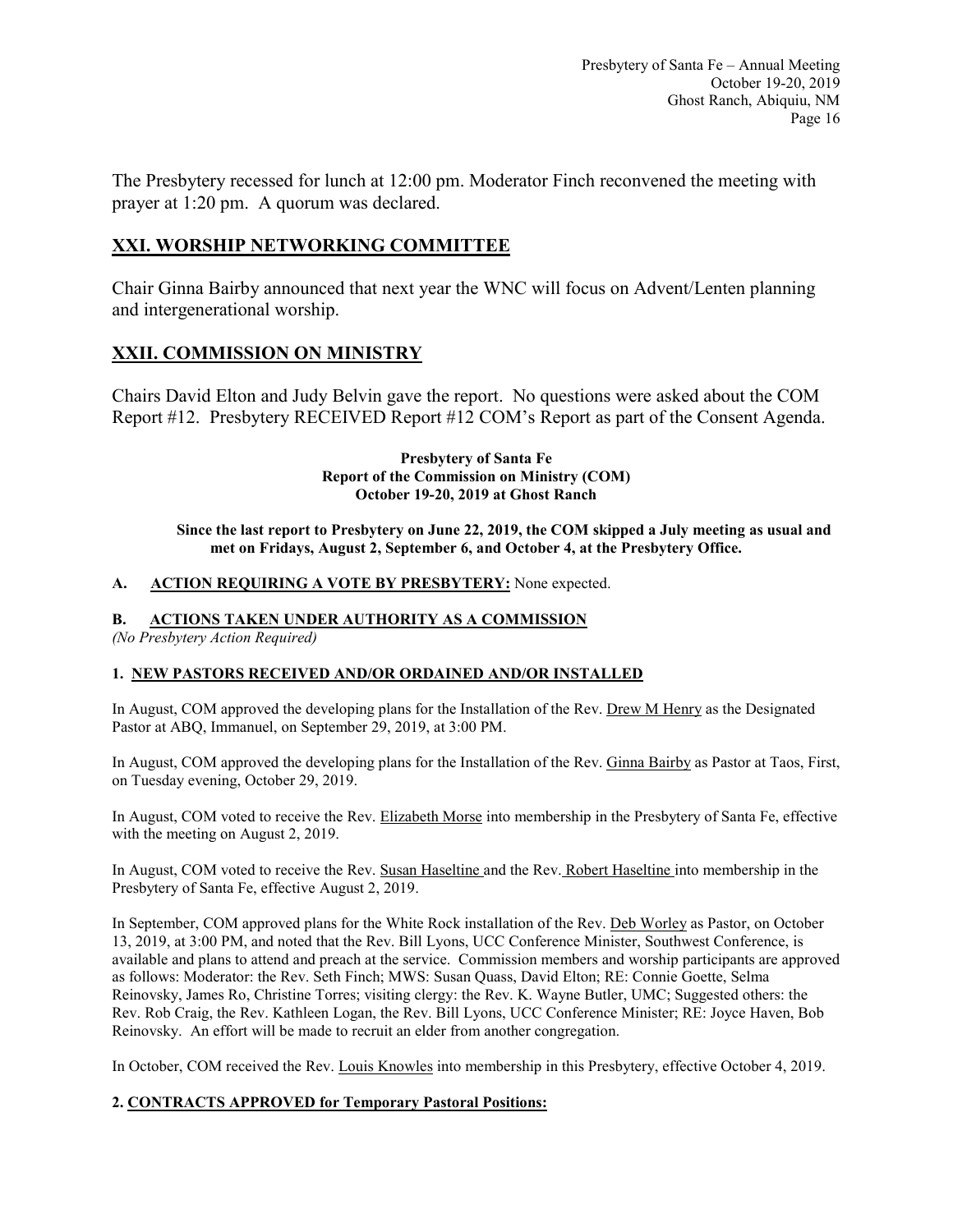The Presbytery recessed for lunch at 12:00 pm. Moderator Finch reconvened the meeting with prayer at 1:20 pm. A quorum was declared.

## XXI. WORSHIP NETWORKING COMMITTEE

Chair Ginna Bairby announced that next year the WNC will focus on Advent/Lenten planning and intergenerational worship.

## XXII. COMMISSION ON MINISTRY

Chairs David Elton and Judy Belvin gave the report. No questions were asked about the COM Report #12. Presbytery RECEIVED Report #12 COM's Report as part of the Consent Agenda.

**Presbytery of Santa Fe**
**Report of the Commission on Ministry (COM)**
**October 19-20, 2019 at Ghost Ranch**

**Since the last report to Presbytery on June 22, 2019, the COM skipped a July meeting as usual and met on Fridays, August 2, September 6, and October 4, at the Presbytery Office.**

**A. ACTION REQUIRING A VOTE BY PRESBYTERY:** None expected.

**B. ACTIONS TAKEN UNDER AUTHORITY AS A COMMISSION**

*(No Presbytery Action Required)*

**1. NEW PASTORS RECEIVED AND/OR ORDAINED AND/OR INSTALLED**

In August, COM approved the developing plans for the Installation of the Rev. Drew M Henry as the Designated Pastor at ABQ, Immanuel, on September 29, 2019, at 3:00 PM.

In August, COM approved the developing plans for the Installation of the Rev. Ginna Bairby as Pastor at Taos, First, on Tuesday evening, October 29, 2019.

In August, COM voted to receive the Rev. Elizabeth Morse into membership in the Presbytery of Santa Fe, effective with the meeting on August 2, 2019.

In August, COM voted to receive the Rev. Susan Haseltine and the Rev. Robert Haseltine into membership in the Presbytery of Santa Fe, effective August 2, 2019.

In September, COM approved plans for the White Rock installation of the Rev. Deb Worley as Pastor, on October 13, 2019, at 3:00 PM, and noted that the Rev. Bill Lyons, UCC Conference Minister, Southwest Conference, is available and plans to attend and preach at the service. Commission members and worship participants are approved as follows: Moderator: the Rev. Seth Finch; MWS: Susan Quass, David Elton; RE: Connie Goette, Selma Reinovsky, James Ro, Christine Torres; visiting clergy: the Rev. K. Wayne Butler, UMC; Suggested others: the Rev. Rob Craig, the Rev. Kathleen Logan, the Rev. Bill Lyons, UCC Conference Minister; RE: Joyce Haven, Bob Reinovsky. An effort will be made to recruit an elder from another congregation.

In October, COM received the Rev. Louis Knowles into membership in this Presbytery, effective October 4, 2019.

**2. CONTRACTS APPROVED for Temporary Pastoral Positions:**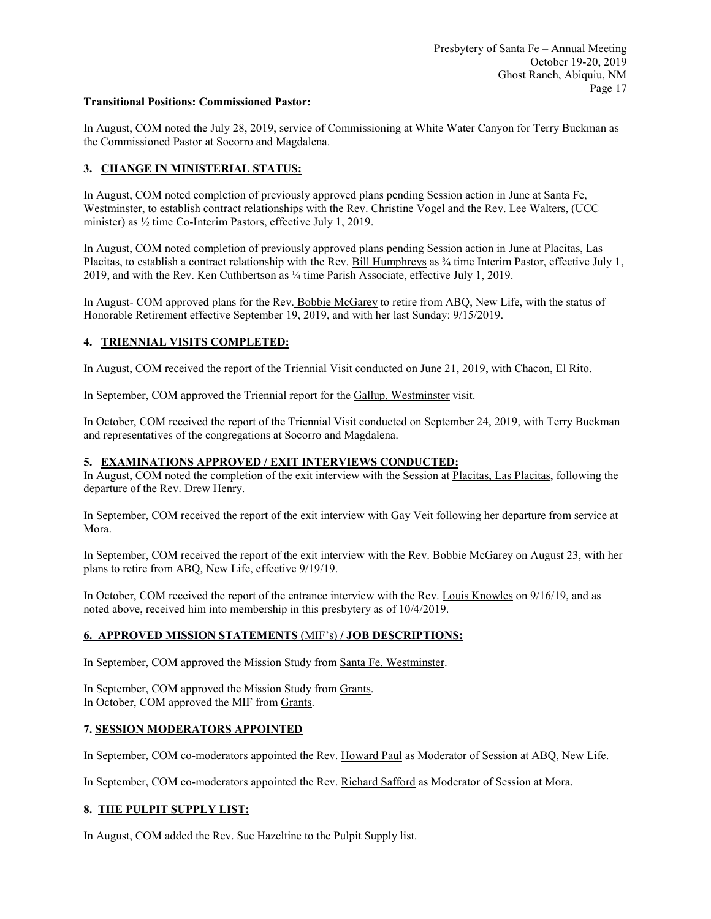**Transitional Positions: Commissioned Pastor:**

In August, COM noted the July 28, 2019, service of Commissioning at White Water Canyon for Terry Buckman as the Commissioned Pastor at Socorro and Magdalena.

**3. CHANGE IN MINISTERIAL STATUS:**

In August, COM noted completion of previously approved plans pending Session action in June at Santa Fe, Westminster, to establish contract relationships with the Rev. Christine Vogel and the Rev. Lee Walters, (UCC minister) as ½ time Co-Interim Pastors, effective July 1, 2019.

In August, COM noted completion of previously approved plans pending Session action in June at Placitas, Las Placitas, to establish a contract relationship with the Rev. Bill Humphreys as ¾ time Interim Pastor, effective July 1, 2019, and with the Rev. Ken Cuthbertson as ¼ time Parish Associate, effective July 1, 2019.

In August- COM approved plans for the Rev. Bobbie McGarey to retire from ABQ, New Life, with the status of Honorable Retirement effective September 19, 2019, and with her last Sunday: 9/15/2019.

**4. TRIENNIAL VISITS COMPLETED:**

In August, COM received the report of the Triennial Visit conducted on June 21, 2019, with Chacon, El Rito.

In September, COM approved the Triennial report for the Gallup, Westminster visit.

In October, COM received the report of the Triennial Visit conducted on September 24, 2019, with Terry Buckman and representatives of the congregations at Socorro and Magdalena.

**5. EXAMINATIONS APPROVED / EXIT INTERVIEWS CONDUCTED:**

In August, COM noted the completion of the exit interview with the Session at Placitas, Las Placitas, following the departure of the Rev. Drew Henry.

In September, COM received the report of the exit interview with Gay Veit following her departure from service at Mora.

In September, COM received the report of the exit interview with the Rev. Bobbie McGarey on August 23, with her plans to retire from ABQ, New Life, effective 9/19/19.

In October, COM received the report of the entrance interview with the Rev. Louis Knowles on 9/16/19, and as noted above, received him into membership in this presbytery as of 10/4/2019.

**6. APPROVED MISSION STATEMENTS (MIF's) / JOB DESCRIPTIONS:**

In September, COM approved the Mission Study from Santa Fe, Westminster.

In September, COM approved the Mission Study from Grants.
In October, COM approved the MIF from Grants.

**7. SESSION MODERATORS APPOINTED**

In September, COM co-moderators appointed the Rev. Howard Paul as Moderator of Session at ABQ, New Life.

In September, COM co-moderators appointed the Rev. Richard Safford as Moderator of Session at Mora.

**8. THE PULPIT SUPPLY LIST:**

In August, COM added the Rev. Sue Hazeltine to the Pulpit Supply list.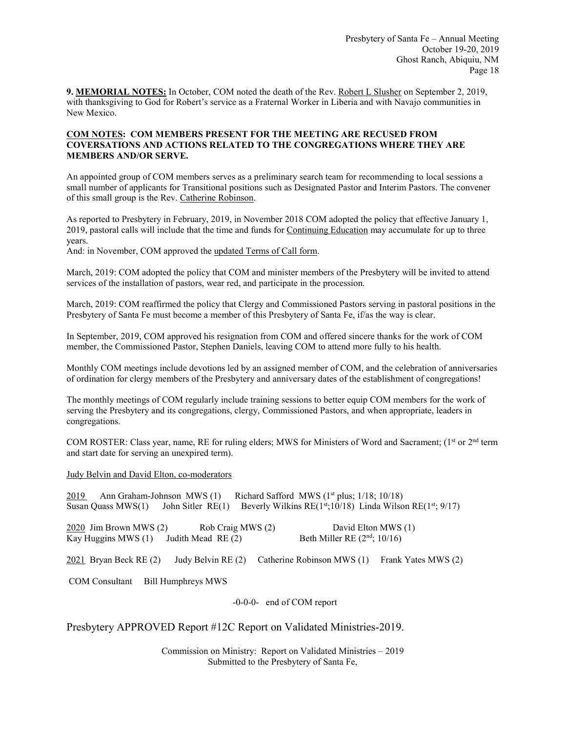**9. MEMORIAL NOTES:** In October, COM noted the death of the Rev. Robert L Slusher on September 2, 2019, with thanksgiving to God for Robert's service as a Fraternal Worker in Liberia and with Navajo communities in New Mexico.

**COM NOTES: COM MEMBERS PRESENT FOR THE MEETING ARE RECUSED FROM COVERSATIONS AND ACTIONS RELATED TO THE CONGREGATIONS WHERE THEY ARE MEMBERS AND/OR SERVE.**

An appointed group of COM members serves as a preliminary search team for recommending to local sessions a small number of applicants for Transitional positions such as Designated Pastor and Interim Pastors. The convener of this small group is the Rev. Catherine Robinson.

As reported to Presbytery in February, 2019, in November 2018 COM adopted the policy that effective January 1, 2019, pastoral calls will include that the time and funds for Continuing Education may accumulate for up to three years.

And: in November, COM approved the updated Terms of Call form.

March, 2019: COM adopted the policy that COM and minister members of the Presbytery will be invited to attend services of the installation of pastors, wear red, and participate in the procession.

March, 2019: COM reaffirmed the policy that Clergy and Commissioned Pastors serving in pastoral positions in the Presbytery of Santa Fe must become a member of this Presbytery of Santa Fe, if/as the way is clear.

In September, 2019, COM approved his resignation from COM and offered sincere thanks for the work of COM member, the Commissioned Pastor, Stephen Daniels, leaving COM to attend more fully to his health.

Monthly COM meetings include devotions led by an assigned member of COM, and the celebration of anniversaries of ordination for clergy members of the Presbytery and anniversary dates of the establishment of congregations!

The monthly meetings of COM regularly include training sessions to better equip COM members for the work of serving the Presbytery and its congregations, clergy, Commissioned Pastors, and when appropriate, leaders in congregations.

COM ROSTER: Class year, name, RE for ruling elders; MWS for Ministers of Word and Sacrament; (1st or 2nd term and start date for serving an unexpired term).

Judy Belvin and David Elton, co-moderators

2019 Ann Graham-Johnson MWS (1) Richard Safford MWS (1st plus; 1/18; 10/18)
Susan Quass MWS(1) John Sitler RE(1) Beverly Wilkins RE(1st;10/18) Linda Wilson RE(1st; 9/17)

2020 Jim Brown MWS (2) Rob Craig MWS (2) David Elton MWS (1)
Kay Huggins MWS (1) Judith Mead RE (2) Beth Miller RE (2nd; 10/16)

2021 Bryan Beck RE (2) Judy Belvin RE (2) Catherine Robinson MWS (1) Frank Yates MWS (2)

COM Consultant Bill Humphreys MWS

-0-0-0- end of COM report

Presbytery APPROVED Report #12C Report on Validated Ministries-2019.

Commission on Ministry: Report on Validated Ministries – 2019
Submitted to the Presbytery of Santa Fe,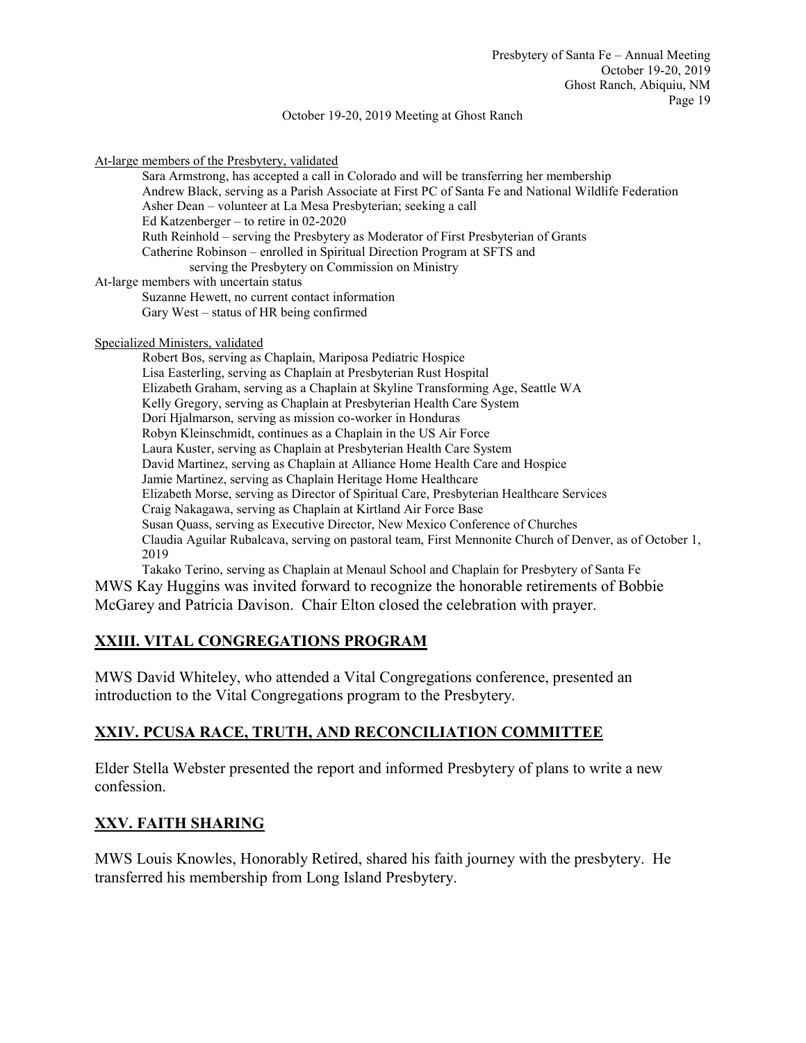At-large members of the Presbytery, validated

- Sara Armstrong, has accepted a call in Colorado and will be transferring her membership
- Andrew Black, serving as a Parish Associate at First PC of Santa Fe and National Wildlife Federation
- Asher Dean – volunteer at La Mesa Presbyterian; seeking a call
- Ed Katzenberger – to retire in 02-2020
- Ruth Reinhold – serving the Presbytery as Moderator of First Presbyterian of Grants
- Catherine Robinson – enrolled in Spiritual Direction Program at SFTS and serving the Presbytery on Commission on Ministry

At-large members with uncertain status

- Suzanne Hewett, no current contact information
- Gary West – status of HR being confirmed

Specialized Ministers, validated

- Robert Bos, serving as Chaplain, Mariposa Pediatric Hospice
- Lisa Easterling, serving as Chaplain at Presbyterian Rust Hospital
- Elizabeth Graham, serving as a Chaplain at Skyline Transforming Age, Seattle WA
- Kelly Gregory, serving as Chaplain at Presbyterian Health Care System
- Dori Hjalmarson, serving as mission co-worker in Honduras
- Robyn Kleinschmidt, continues as a Chaplain in the US Air Force
- Laura Kuster, serving as Chaplain at Presbyterian Health Care System
- David Martinez, serving as Chaplain at Alliance Home Health Care and Hospice
- Jamie Martinez, serving as Chaplain Heritage Home Healthcare
- Elizabeth Morse, serving as Director of Spiritual Care, Presbyterian Healthcare Services
- Craig Nakagawa, serving as Chaplain at Kirtland Air Force Base
- Susan Quass, serving as Executive Director, New Mexico Conference of Churches
- Claudia Aguilar Rubalcava, serving on pastoral team, First Mennonite Church of Denver, as of October 1, 2019
- Takako Terino, serving as Chaplain at Menaul School and Chaplain for Presbytery of Santa Fe

MWS Kay Huggins was invited forward to recognize the honorable retirements of Bobbie McGarey and Patricia Davison. Chair Elton closed the celebration with prayer.

## XXIII. VITAL CONGREGATIONS PROGRAM

MWS David Whiteley, who attended a Vital Congregations conference, presented an introduction to the Vital Congregations program to the Presbytery.

## XXIV. PCUSA RACE, TRUTH, AND RECONCILIATION COMMITTEE

Elder Stella Webster presented the report and informed Presbytery of plans to write a new confession.

## XXV. FAITH SHARING

MWS Louis Knowles, Honorably Retired, shared his faith journey with the presbytery. He transferred his membership from Long Island Presbytery.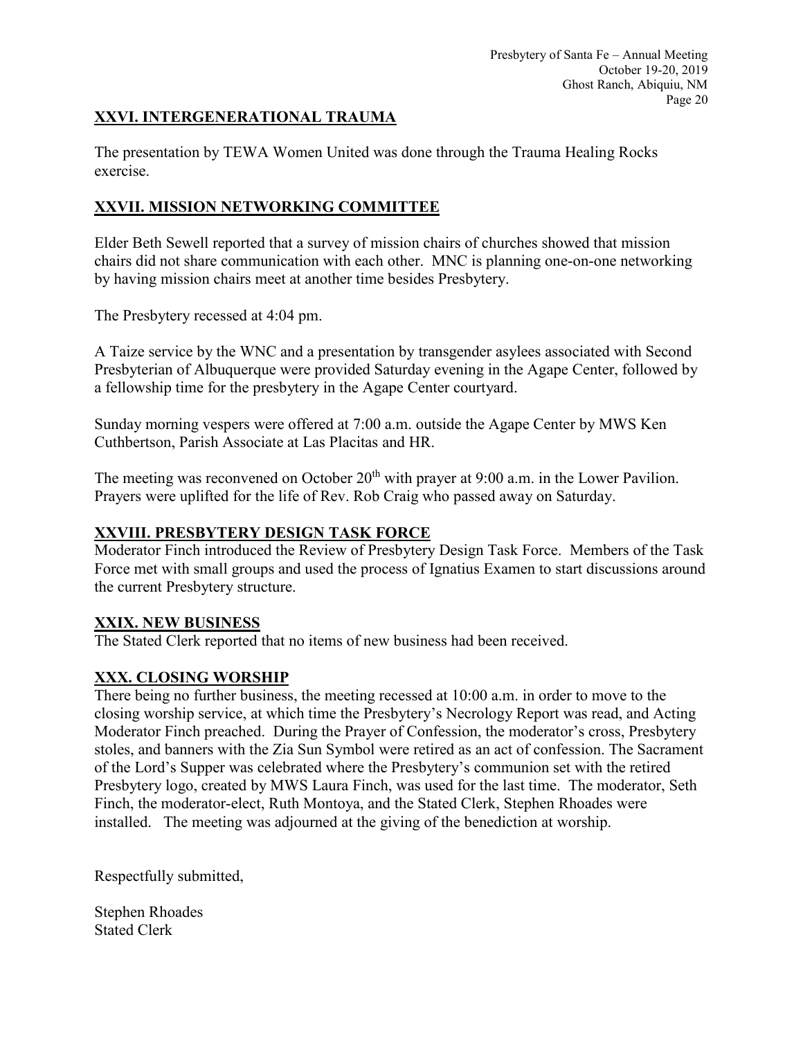## XXVI. INTERGENERATIONAL TRAUMA

The presentation by TEWA Women United was done through the Trauma Healing Rocks exercise.

## XXVII. MISSION NETWORKING COMMITTEE

Elder Beth Sewell reported that a survey of mission chairs of churches showed that mission chairs did not share communication with each other. MNC is planning one-on-one networking by having mission chairs meet at another time besides Presbytery.

The Presbytery recessed at 4:04 pm.

A Taize service by the WNC and a presentation by transgender asylees associated with Second Presbyterian of Albuquerque were provided Saturday evening in the Agape Center, followed by a fellowship time for the presbytery in the Agape Center courtyard.

Sunday morning vespers were offered at 7:00 a.m. outside the Agape Center by MWS Ken Cuthbertson, Parish Associate at Las Placitas and HR.

The meeting was reconvened on October 20th with prayer at 9:00 a.m. in the Lower Pavilion. Prayers were uplifted for the life of Rev. Rob Craig who passed away on Saturday.

## XXVIII. PRESBYTERY DESIGN TASK FORCE

Moderator Finch introduced the Review of Presbytery Design Task Force. Members of the Task Force met with small groups and used the process of Ignatius Examen to start discussions around the current Presbytery structure.

## XXIX. NEW BUSINESS

The Stated Clerk reported that no items of new business had been received.

## XXX. CLOSING WORSHIP

There being no further business, the meeting recessed at 10:00 a.m. in order to move to the closing worship service, at which time the Presbytery's Necrology Report was read, and Acting Moderator Finch preached. During the Prayer of Confession, the moderator's cross, Presbytery stoles, and banners with the Zia Sun Symbol were retired as an act of confession. The Sacrament of the Lord's Supper was celebrated where the Presbytery's communion set with the retired Presbytery logo, created by MWS Laura Finch, was used for the last time. The moderator, Seth Finch, the moderator-elect, Ruth Montoya, and the Stated Clerk, Stephen Rhoades were installed. The meeting was adjourned at the giving of the benediction at worship.

Respectfully submitted,

Stephen Rhoades
Stated Clerk